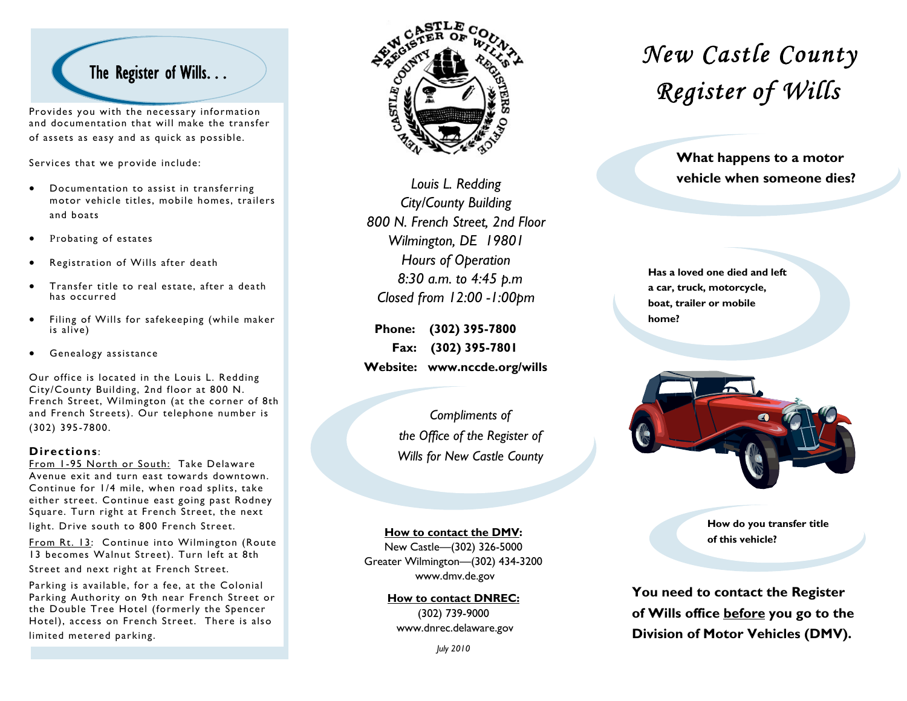## The Register of Wills. . .

Provides you with the necessary information and documentation that will make the transfer of assets as easy and as quick as possible.

Services that we provide include:

- Documentation to assist in transferring motor vehicle titles, mobile homes, trailers and boats
- Probating of estates
- Registration of Wills after death
- Transfer title to real estate, after a death has occurred
- Filing of Wills for safekeeping (while maker is alive)
- Genealogy assistance

Our office is located in the Louis L. Redding City/County Building, 2nd floor at 800 N. French Street, Wilmington (at the corner of 8th and French Streets). Our telephone number is (302) 395-7800.

**Directions**:

From I-95 North or South: Take Delaware Avenue exit and turn east towards downtown. Continue for 1/4 mile, when road splits, take either street. Continue east going past Rodney Square. Turn right at French Street, the next light. Drive south to 800 French Street.

From Rt. 13: Continue into Wilmington (Route 13 becomes Walnut Street). Turn left at 8th Street and next right at French Street.

Parking is available, for a fee, at the Colonial Parking Authority on 9th near French Street or the Double Tree Hotel (formerly the Spencer Hotel), access on French Street. There is also limited metered parking.

*Louis L. Redding*
*City/County Building*
*800 N. French Street, 2nd Floor*
*Wilmington, DE 19801*
*Hours of Operation*
*8:30 a.m. to 4:45 p.m*
*Closed from 12:00 -1:00pm*

**Phone: (302) 395-7800**
**Fax: (302) 395-7801**
**Website: www.nccde.org/wills**

*Compliments of the Office of the Register of Wills for New Castle County*

**How to contact the DMV:**
New Castle—(302) 326-5000
Greater Wilmington—(302) 434-3200
www.dmv.de.gov

**How to contact DNREC:**
(302) 739-9000
www.dnrec.delaware.gov

*July 2010*

# *New Castle County Register of Wills*

**What happens to a motor vehicle when someone dies?**

**Has a loved one died and left a car, truck, motorcycle, boat, trailer or mobile home?**

**How do you transfer title of this vehicle?**

**You need to contact the Register of Wills office before you go to the Division of Motor Vehicles (DMV).**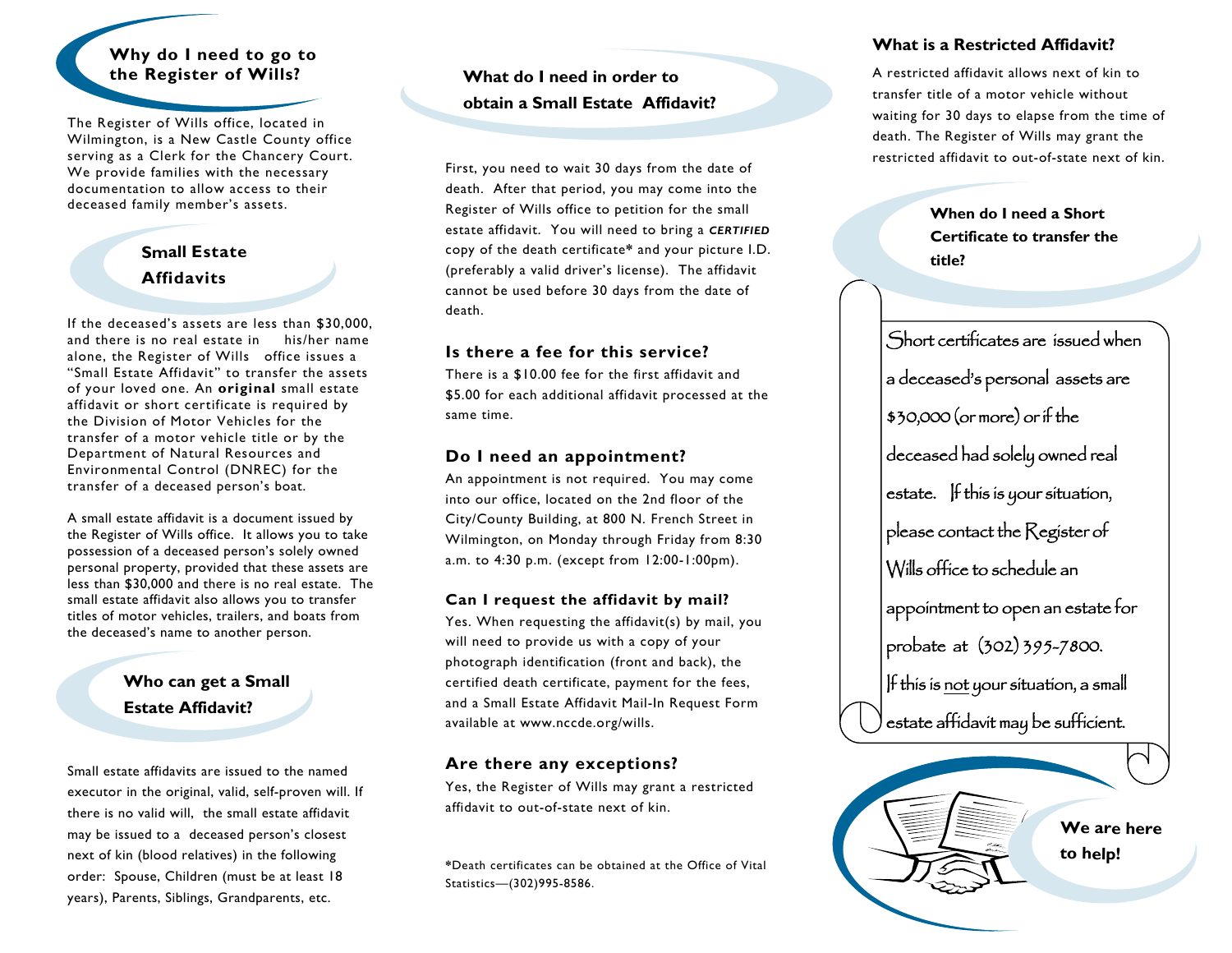## Why do I need to go to the Register of Wills?

The Register of Wills office, located in Wilmington, is a New Castle County office serving as a Clerk for the Chancery Court. We provide families with the necessary documentation to allow access to their deceased family member's assets.

## Small Estate Affidavits

If the deceased's assets are less than $30,000, and there is no real estate in his/her name alone, the Register of Wills office issues a "Small Estate Affidavit" to transfer the assets of your loved one. An **original** small estate affidavit or short certificate is required by the Division of Motor Vehicles for the transfer of a motor vehicle title or by the Department of Natural Resources and Environmental Control (DNREC) for the transfer of a deceased person's boat.

A small estate affidavit is a document issued by the Register of Wills office. It allows you to take possession of a deceased person's solely owned personal property, provided that these assets are less than $30,000 and there is no real estate. The small estate affidavit also allows you to transfer titles of motor vehicles, trailers, and boats from the deceased's name to another person.

## Who can get a Small Estate Affidavit?

Small estate affidavits are issued to the named executor in the original, valid, self-proven will. If there is no valid will, the small estate affidavit may be issued to a deceased person's closest next of kin (blood relatives) in the following order: Spouse, Children (must be at least 18 years), Parents, Siblings, Grandparents, etc.

## What do I need in order to obtain a Small Estate Affidavit?

First, you need to wait 30 days from the date of death. After that period, you may come into the Register of Wills office to petition for the small estate affidavit. You will need to bring a ***CERTIFIED*** copy of the death certificate* and your picture I.D. (preferably a valid driver's license). The affidavit cannot be used before 30 days from the date of death.

### Is there a fee for this service?

There is a $10.00 fee for the first affidavit and $5.00 for each additional affidavit processed at the same time.

### Do I need an appointment?

An appointment is not required. You may come into our office, located on the 2nd floor of the City/County Building, at 800 N. French Street in Wilmington, on Monday through Friday from 8:30 a.m. to 4:30 p.m. (except from 12:00-1:00pm).

### Can I request the affidavit by mail?

Yes. When requesting the affidavit(s) by mail, you will need to provide us with a copy of your photograph identification (front and back), the certified death certificate, payment for the fees, and a Small Estate Affidavit Mail-In Request Form available at www.nccde.org/wills.

### Are there any exceptions?

Yes, the Register of Wills may grant a restricted affidavit to out-of-state next of kin.

*Death certificates can be obtained at the Office of Vital Statistics—(302)995-8586.

## What is a Restricted Affidavit?

A restricted affidavit allows next of kin to transfer title of a motor vehicle without waiting for 30 days to elapse from the time of death. The Register of Wills may grant the restricted affidavit to out-of-state next of kin.

## When do I need a Short Certificate to transfer the title?

Short certificates are issued when a deceased's personal assets are $30,000 (or more) or if the deceased had solely owned real estate. If this is your situation, please contact the Register of Wills office to schedule an appointment to open an estate for probate at (302) 395-7800. If this is <u>not</u> your situation, a small estate affidavit may be sufficient.

**We are here to help!**